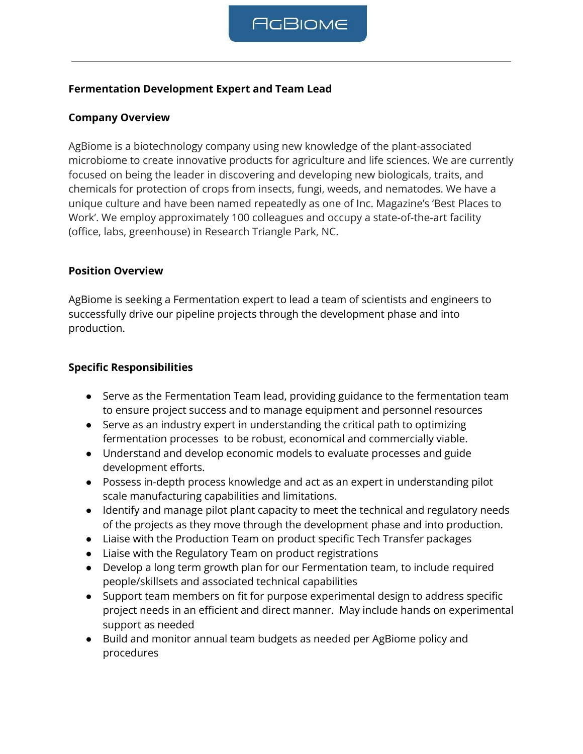AgBiome

---

**Fermentation Development Expert and Team Lead**

**Company Overview**

AgBiome is a biotechnology company using new knowledge of the plant-associated microbiome to create innovative products for agriculture and life sciences. We are currently focused on being the leader in discovering and developing new biologicals, traits, and chemicals for protection of crops from insects, fungi, weeds, and nematodes. We have a unique culture and have been named repeatedly as one of Inc. Magazine's 'Best Places to Work'. We employ approximately 100 colleagues and occupy a state-of-the-art facility (office, labs, greenhouse) in Research Triangle Park, NC.

**Position Overview**

AgBiome is seeking a Fermentation expert to lead a team of scientists and engineers to successfully drive our pipeline projects through the development phase and into production.

**Specific Responsibilities**

- Serve as the Fermentation Team lead, providing guidance to the fermentation team to ensure project success and to manage equipment and personnel resources
- Serve as an industry expert in understanding the critical path to optimizing fermentation processes to be robust, economical and commercially viable.
- Understand and develop economic models to evaluate processes and guide development efforts.
- Possess in-depth process knowledge and act as an expert in understanding pilot scale manufacturing capabilities and limitations.
- Identify and manage pilot plant capacity to meet the technical and regulatory needs of the projects as they move through the development phase and into production.
- Liaise with the Production Team on product specific Tech Transfer packages
- Liaise with the Regulatory Team on product registrations
- Develop a long term growth plan for our Fermentation team, to include required people/skillsets and associated technical capabilities
- Support team members on fit for purpose experimental design to address specific project needs in an efficient and direct manner. May include hands on experimental support as needed
- Build and monitor annual team budgets as needed per AgBiome policy and procedures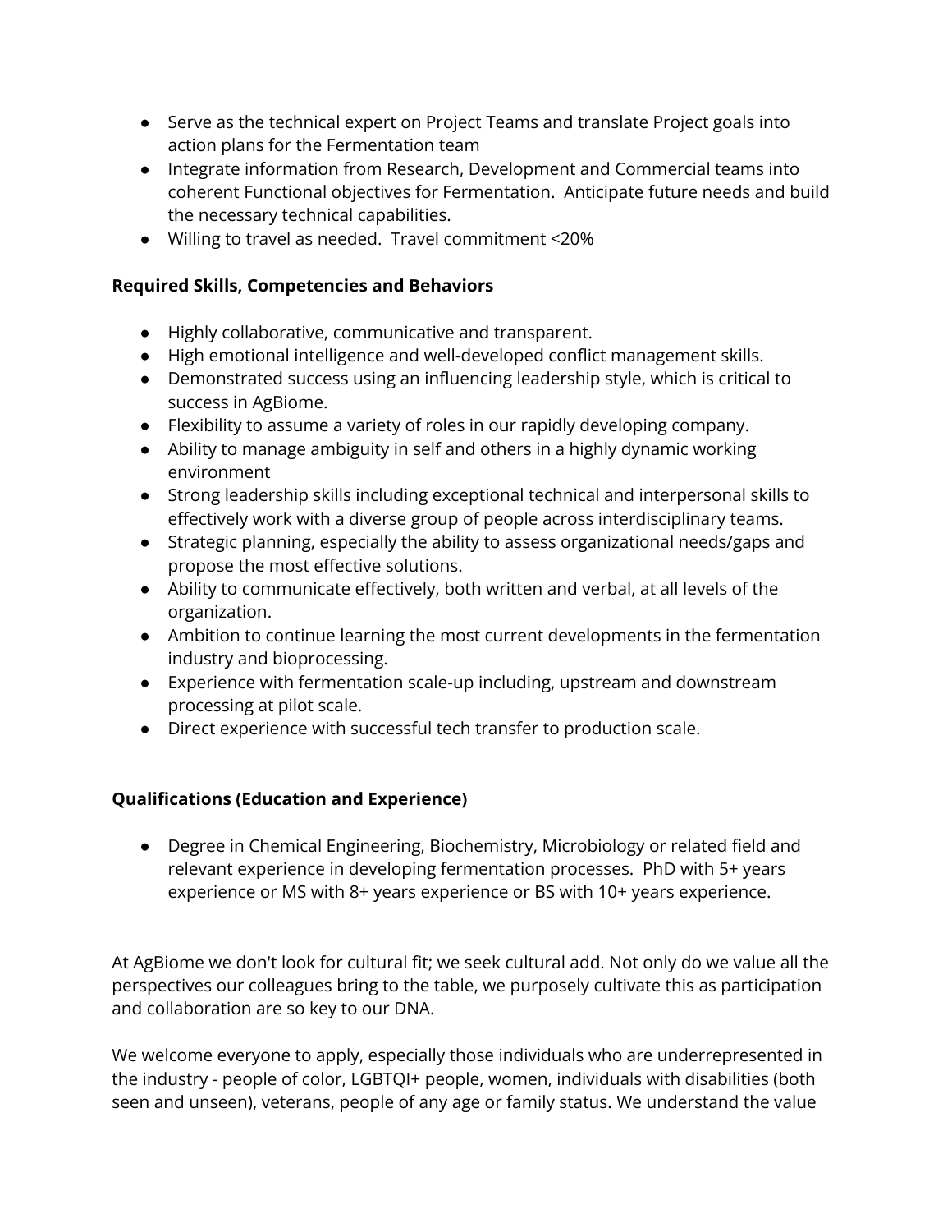- Serve as the technical expert on Project Teams and translate Project goals into action plans for the Fermentation team
- Integrate information from Research, Development and Commercial teams into coherent Functional objectives for Fermentation. Anticipate future needs and build the necessary technical capabilities.
- Willing to travel as needed. Travel commitment <20%

**Required Skills, Competencies and Behaviors**

- Highly collaborative, communicative and transparent.
- High emotional intelligence and well-developed conflict management skills.
- Demonstrated success using an influencing leadership style, which is critical to success in AgBiome.
- Flexibility to assume a variety of roles in our rapidly developing company.
- Ability to manage ambiguity in self and others in a highly dynamic working environment
- Strong leadership skills including exceptional technical and interpersonal skills to effectively work with a diverse group of people across interdisciplinary teams.
- Strategic planning, especially the ability to assess organizational needs/gaps and propose the most effective solutions.
- Ability to communicate effectively, both written and verbal, at all levels of the organization.
- Ambition to continue learning the most current developments in the fermentation industry and bioprocessing.
- Experience with fermentation scale-up including, upstream and downstream processing at pilot scale.
- Direct experience with successful tech transfer to production scale.

**Qualifications (Education and Experience)**

- Degree in Chemical Engineering, Biochemistry, Microbiology or related field and relevant experience in developing fermentation processes. PhD with 5+ years experience or MS with 8+ years experience or BS with 10+ years experience.

At AgBiome we don't look for cultural fit; we seek cultural add. Not only do we value all the perspectives our colleagues bring to the table, we purposely cultivate this as participation and collaboration are so key to our DNA.

We welcome everyone to apply, especially those individuals who are underrepresented in the industry - people of color, LGBTQI+ people, women, individuals with disabilities (both seen and unseen), veterans, people of any age or family status. We understand the value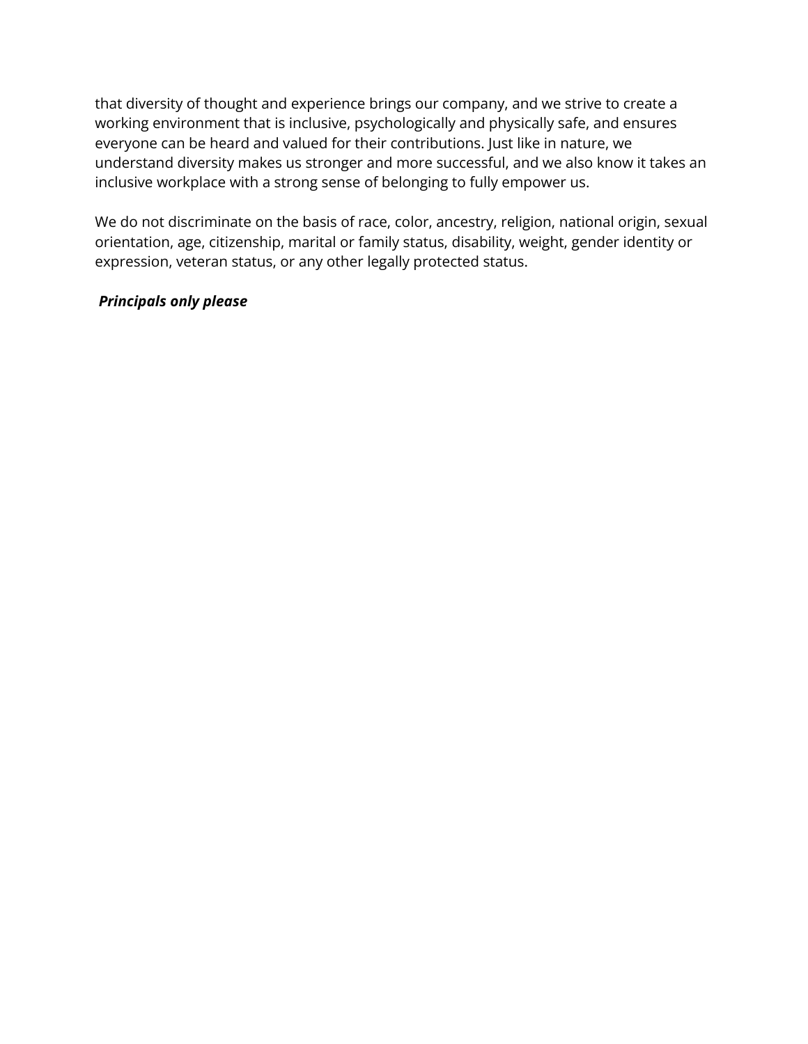that diversity of thought and experience brings our company, and we strive to create a working environment that is inclusive, psychologically and physically safe, and ensures everyone can be heard and valued for their contributions. Just like in nature, we understand diversity makes us stronger and more successful, and we also know it takes an inclusive workplace with a strong sense of belonging to fully empower us.

We do not discriminate on the basis of race, color, ancestry, religion, national origin, sexual orientation, age, citizenship, marital or family status, disability, weight, gender identity or expression, veteran status, or any other legally protected status.

***Principals only please***